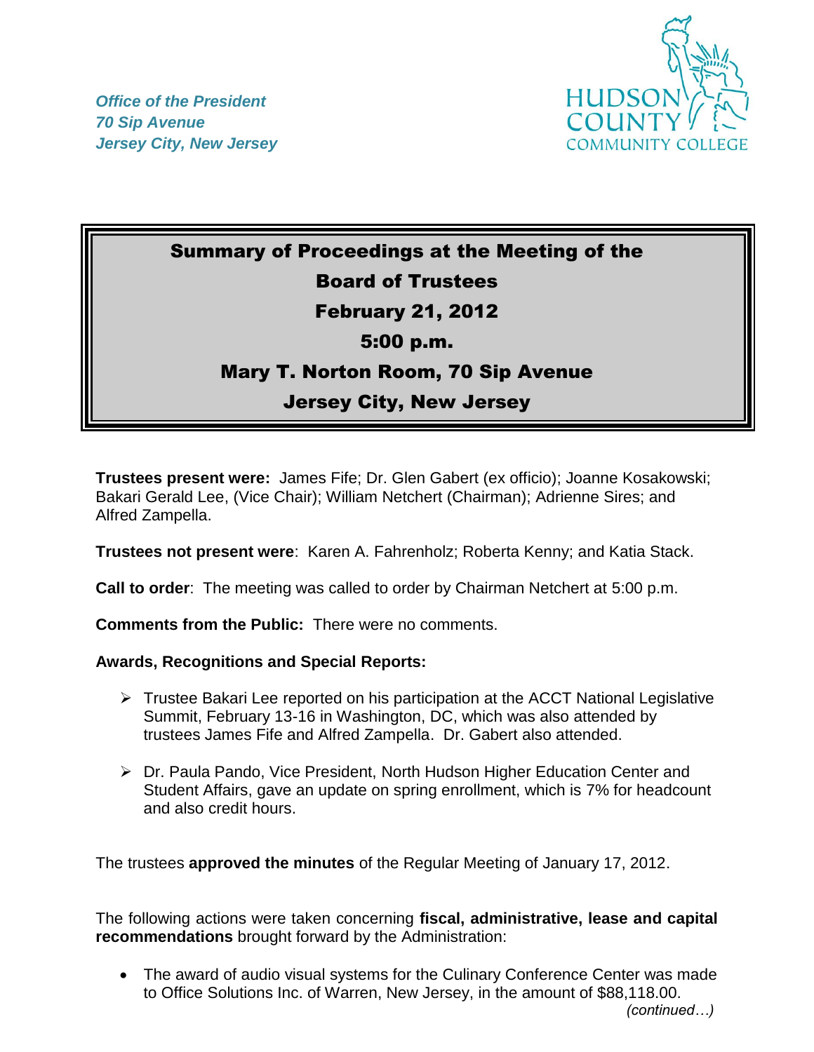*Office of the President*
*70 Sip Avenue*
*Jersey City, New Jersey*

HUDSON COUNTY COMMUNITY COLLEGE

# Summary of Proceedings at the Meeting of the Board of Trustees
## February 21, 2012
## 5:00 p.m.
## Mary T. Norton Room, 70 Sip Avenue
## Jersey City, New Jersey

**Trustees present were:** James Fife; Dr. Glen Gabert (ex officio); Joanne Kosakowski; Bakari Gerald Lee, (Vice Chair); William Netchert (Chairman); Adrienne Sires; and Alfred Zampella.

**Trustees not present were**: Karen A. Fahrenholz; Roberta Kenny; and Katia Stack.

**Call to order**: The meeting was called to order by Chairman Netchert at 5:00 p.m.

**Comments from the Public:** There were no comments.

**Awards, Recognitions and Special Reports:**

- Trustee Bakari Lee reported on his participation at the ACCT National Legislative Summit, February 13-16 in Washington, DC, which was also attended by trustees James Fife and Alfred Zampella. Dr. Gabert also attended.
- Dr. Paula Pando, Vice President, North Hudson Higher Education Center and Student Affairs, gave an update on spring enrollment, which is 7% for headcount and also credit hours.

The trustees **approved the minutes** of the Regular Meeting of January 17, 2012.

The following actions were taken concerning **fiscal, administrative, lease and capital recommendations** brought forward by the Administration:

- The award of audio visual systems for the Culinary Conference Center was made to Office Solutions Inc. of Warren, New Jersey, in the amount of $88,118.00.

*(continued…)*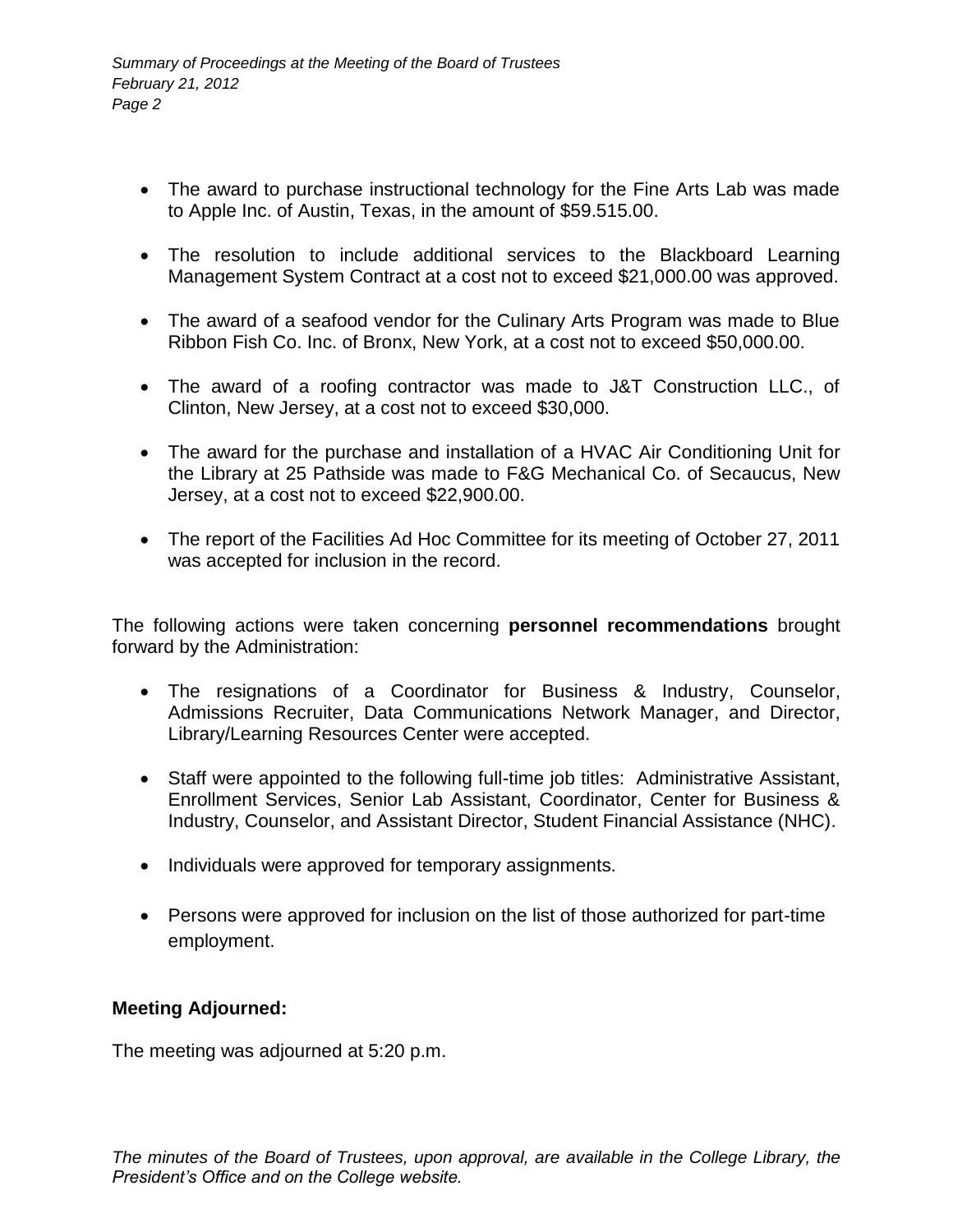- The award to purchase instructional technology for the Fine Arts Lab was made to Apple Inc. of Austin, Texas, in the amount of $59.515.00.
- The resolution to include additional services to the Blackboard Learning Management System Contract at a cost not to exceed $21,000.00 was approved.
- The award of a seafood vendor for the Culinary Arts Program was made to Blue Ribbon Fish Co. Inc. of Bronx, New York, at a cost not to exceed $50,000.00.
- The award of a roofing contractor was made to J&T Construction LLC., of Clinton, New Jersey, at a cost not to exceed $30,000.
- The award for the purchase and installation of a HVAC Air Conditioning Unit for the Library at 25 Pathside was made to F&G Mechanical Co. of Secaucus, New Jersey, at a cost not to exceed $22,900.00.
- The report of the Facilities Ad Hoc Committee for its meeting of October 27, 2011 was accepted for inclusion in the record.

The following actions were taken concerning **personnel recommendations** brought forward by the Administration:

- The resignations of a Coordinator for Business & Industry, Counselor, Admissions Recruiter, Data Communications Network Manager, and Director, Library/Learning Resources Center were accepted.
- Staff were appointed to the following full-time job titles: Administrative Assistant, Enrollment Services, Senior Lab Assistant, Coordinator, Center for Business & Industry, Counselor, and Assistant Director, Student Financial Assistance (NHC).
- Individuals were approved for temporary assignments.
- Persons were approved for inclusion on the list of those authorized for part-time employment.

**Meeting Adjourned:**

The meeting was adjourned at 5:20 p.m.

*The minutes of the Board of Trustees, upon approval, are available in the College Library, the President's Office and on the College website.*